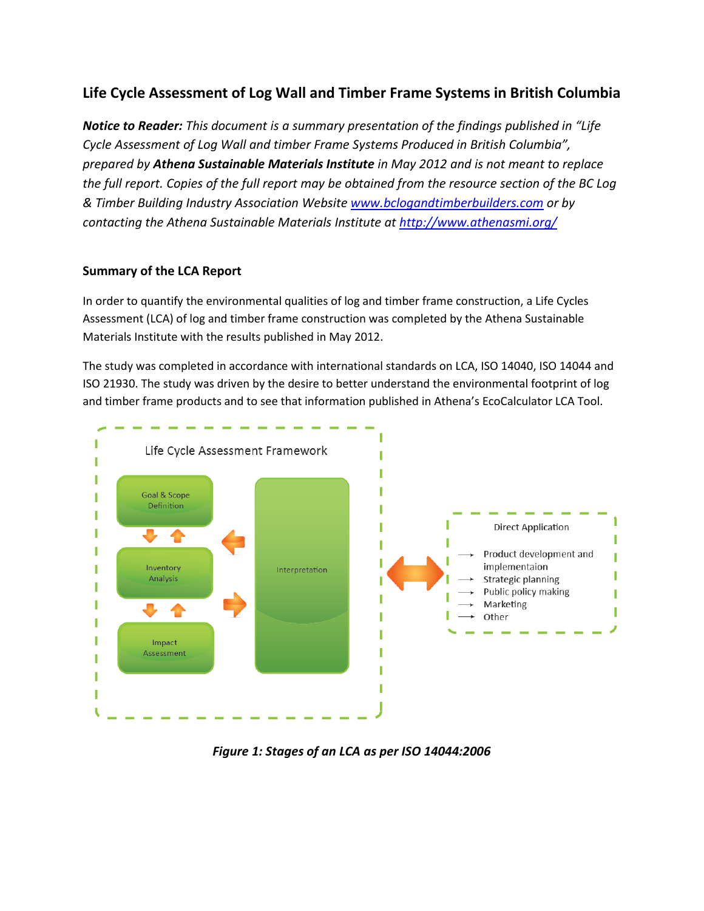## Life Cycle Assessment of Log Wall and Timber Frame Systems in British Columbia

***Notice to Reader:*** *This document is a summary presentation of the findings published in "Life Cycle Assessment of Log Wall and timber Frame Systems Produced in British Columbia", prepared by* ***Athena Sustainable Materials Institute*** *in May 2012 and is not meant to replace the full report. Copies of the full report may be obtained from the resource section of the BC Log & Timber Building Industry Association Website [www.bclogandtimberbuilders.com](http://www.bclogandtimberbuilders.com) or by contacting the Athena Sustainable Materials Institute at [http://www.athenasmi.org/](http://www.athenasmi.org/)*

### Summary of the LCA Report

In order to quantify the environmental qualities of log and timber frame construction, a Life Cycles Assessment (LCA) of log and timber frame construction was completed by the Athena Sustainable Materials Institute with the results published in May 2012.

The study was completed in accordance with international standards on LCA, ISO 14040, ISO 14044 and ISO 21930. The study was driven by the desire to better understand the environmental footprint of log and timber frame products and to see that information published in Athena's EcoCalculator LCA Tool.

Life Cycle Assessment Framework

- Goal & Scope Definition
- Inventory Analysis
- Impact Assessment
- Interpretation

Direct Application

- Product development and implementaion
- Strategic planning
- Public policy making
- Marketing
- Other

***Figure 1: Stages of an LCA as per ISO 14044:2006***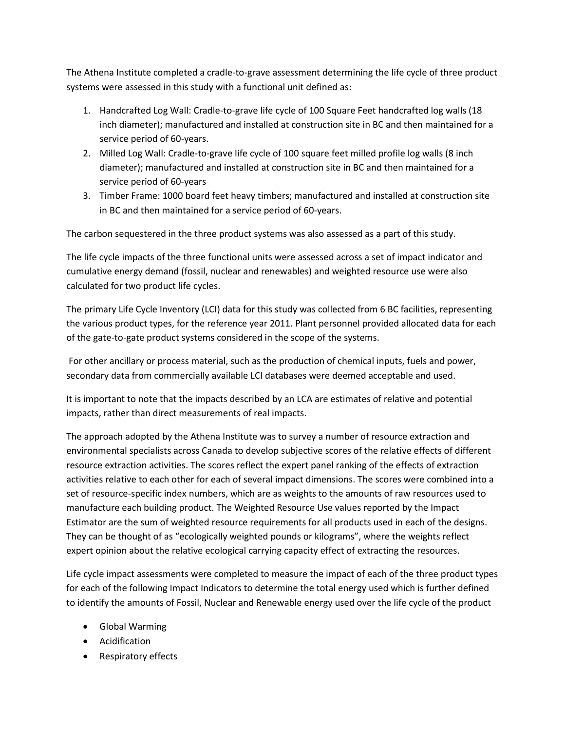The Athena Institute completed a cradle-to-grave assessment determining the life cycle of three product systems were assessed in this study with a functional unit defined as:

1. Handcrafted Log Wall: Cradle-to-grave life cycle of 100 Square Feet handcrafted log walls (18 inch diameter); manufactured and installed at construction site in BC and then maintained for a service period of 60-years.
2. Milled Log Wall: Cradle-to-grave life cycle of 100 square feet milled profile log walls (8 inch diameter); manufactured and installed at construction site in BC and then maintained for a service period of 60-years
3. Timber Frame: 1000 board feet heavy timbers; manufactured and installed at construction site in BC and then maintained for a service period of 60-years.

The carbon sequestered in the three product systems was also assessed as a part of this study.

The life cycle impacts of the three functional units were assessed across a set of impact indicator and cumulative energy demand (fossil, nuclear and renewables) and weighted resource use were also calculated for two product life cycles.

The primary Life Cycle Inventory (LCI) data for this study was collected from 6 BC facilities, representing the various product types, for the reference year 2011. Plant personnel provided allocated data for each of the gate-to-gate product systems considered in the scope of the systems.

For other ancillary or process material, such as the production of chemical inputs, fuels and power, secondary data from commercially available LCI databases were deemed acceptable and used.

It is important to note that the impacts described by an LCA are estimates of relative and potential impacts, rather than direct measurements of real impacts.

The approach adopted by the Athena Institute was to survey a number of resource extraction and environmental specialists across Canada to develop subjective scores of the relative effects of different resource extraction activities. The scores reflect the expert panel ranking of the effects of extraction activities relative to each other for each of several impact dimensions. The scores were combined into a set of resource-specific index numbers, which are as weights to the amounts of raw resources used to manufacture each building product. The Weighted Resource Use values reported by the Impact Estimator are the sum of weighted resource requirements for all products used in each of the designs. They can be thought of as "ecologically weighted pounds or kilograms", where the weights reflect expert opinion about the relative ecological carrying capacity effect of extracting the resources.

Life cycle impact assessments were completed to measure the impact of each of the three product types for each of the following Impact Indicators to determine the total energy used which is further defined to identify the amounts of Fossil, Nuclear and Renewable energy used over the life cycle of the product

- Global Warming
- Acidification
- Respiratory effects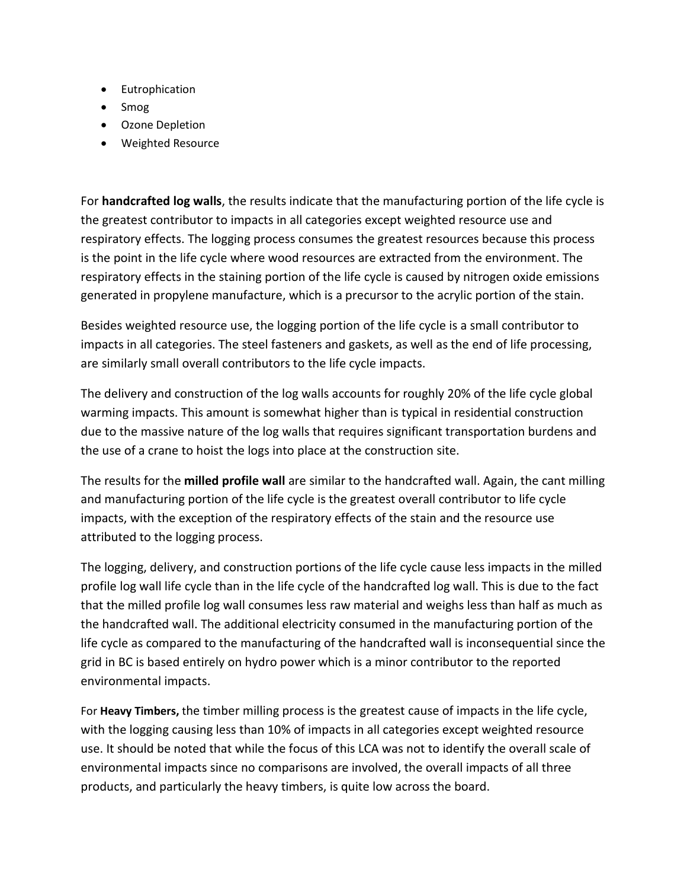- Eutrophication
- Smog
- Ozone Depletion
- Weighted Resource

For **handcrafted log walls**, the results indicate that the manufacturing portion of the life cycle is the greatest contributor to impacts in all categories except weighted resource use and respiratory effects. The logging process consumes the greatest resources because this process is the point in the life cycle where wood resources are extracted from the environment. The respiratory effects in the staining portion of the life cycle is caused by nitrogen oxide emissions generated in propylene manufacture, which is a precursor to the acrylic portion of the stain.

Besides weighted resource use, the logging portion of the life cycle is a small contributor to impacts in all categories. The steel fasteners and gaskets, as well as the end of life processing, are similarly small overall contributors to the life cycle impacts.

The delivery and construction of the log walls accounts for roughly 20% of the life cycle global warming impacts. This amount is somewhat higher than is typical in residential construction due to the massive nature of the log walls that requires significant transportation burdens and the use of a crane to hoist the logs into place at the construction site.

The results for the **milled profile wall** are similar to the handcrafted wall. Again, the cant milling and manufacturing portion of the life cycle is the greatest overall contributor to life cycle impacts, with the exception of the respiratory effects of the stain and the resource use attributed to the logging process.

The logging, delivery, and construction portions of the life cycle cause less impacts in the milled profile log wall life cycle than in the life cycle of the handcrafted log wall. This is due to the fact that the milled profile log wall consumes less raw material and weighs less than half as much as the handcrafted wall. The additional electricity consumed in the manufacturing portion of the life cycle as compared to the manufacturing of the handcrafted wall is inconsequential since the grid in BC is based entirely on hydro power which is a minor contributor to the reported environmental impacts.

For **Heavy Timbers,** the timber milling process is the greatest cause of impacts in the life cycle, with the logging causing less than 10% of impacts in all categories except weighted resource use. It should be noted that while the focus of this LCA was not to identify the overall scale of environmental impacts since no comparisons are involved, the overall impacts of all three products, and particularly the heavy timbers, is quite low across the board.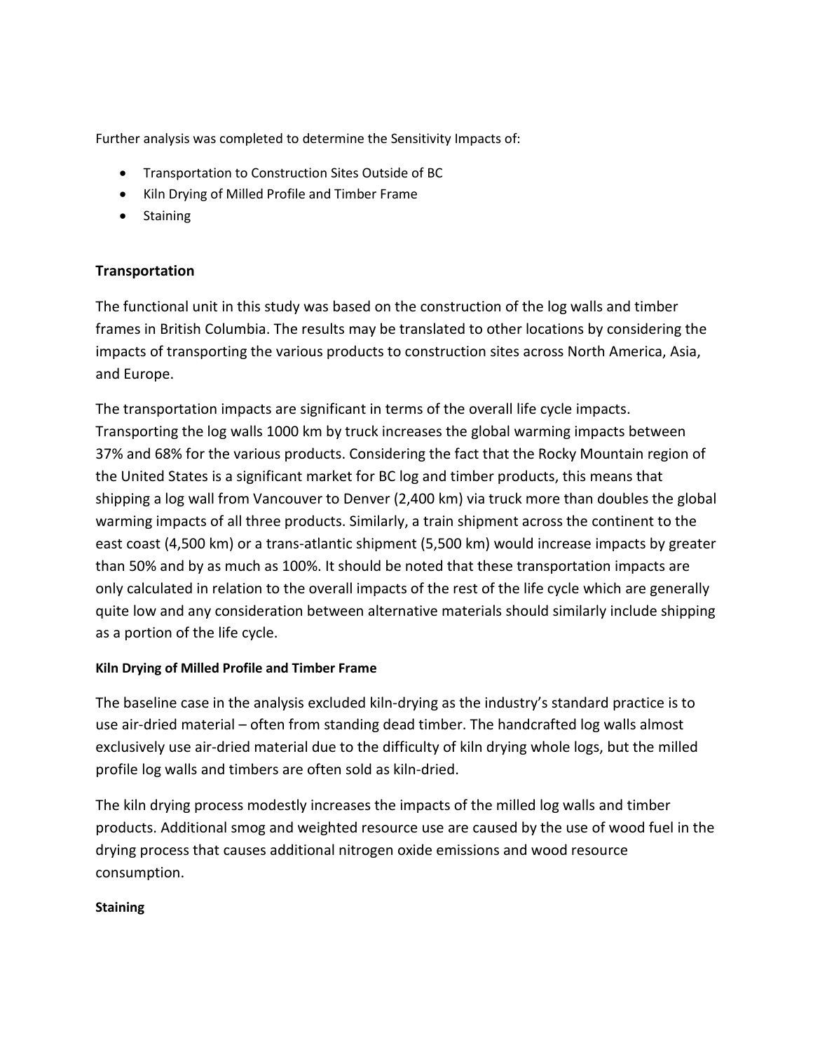Further analysis was completed to determine the Sensitivity Impacts of:

- Transportation to Construction Sites Outside of BC
- Kiln Drying of Milled Profile and Timber Frame
- Staining

### Transportation

The functional unit in this study was based on the construction of the log walls and timber frames in British Columbia. The results may be translated to other locations by considering the impacts of transporting the various products to construction sites across North America, Asia, and Europe.

The transportation impacts are significant in terms of the overall life cycle impacts. Transporting the log walls 1000 km by truck increases the global warming impacts between 37% and 68% for the various products. Considering the fact that the Rocky Mountain region of the United States is a significant market for BC log and timber products, this means that shipping a log wall from Vancouver to Denver (2,400 km) via truck more than doubles the global warming impacts of all three products. Similarly, a train shipment across the continent to the east coast (4,500 km) or a trans-atlantic shipment (5,500 km) would increase impacts by greater than 50% and by as much as 100%. It should be noted that these transportation impacts are only calculated in relation to the overall impacts of the rest of the life cycle which are generally quite low and any consideration between alternative materials should similarly include shipping as a portion of the life cycle.

#### Kiln Drying of Milled Profile and Timber Frame

The baseline case in the analysis excluded kiln-drying as the industry's standard practice is to use air-dried material – often from standing dead timber. The handcrafted log walls almost exclusively use air-dried material due to the difficulty of kiln drying whole logs, but the milled profile log walls and timbers are often sold as kiln-dried.

The kiln drying process modestly increases the impacts of the milled log walls and timber products. Additional smog and weighted resource use are caused by the use of wood fuel in the drying process that causes additional nitrogen oxide emissions and wood resource consumption.

#### Staining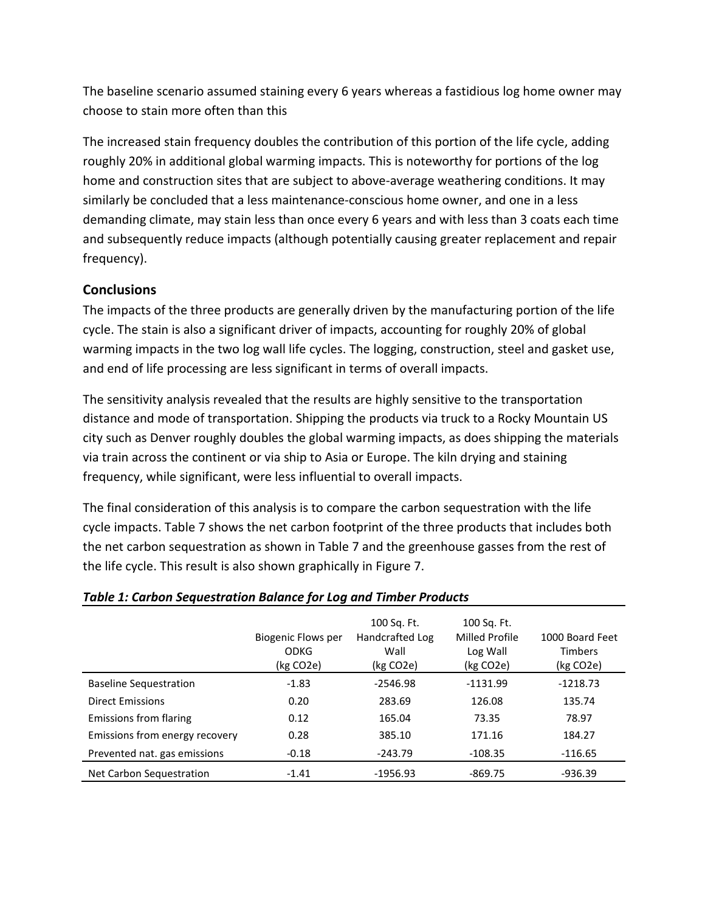The baseline scenario assumed staining every 6 years whereas a fastidious log home owner may choose to stain more often than this

The increased stain frequency doubles the contribution of this portion of the life cycle, adding roughly 20% in additional global warming impacts. This is noteworthy for portions of the log home and construction sites that are subject to above-average weathering conditions. It may similarly be concluded that a less maintenance-conscious home owner, and one in a less demanding climate, may stain less than once every 6 years and with less than 3 coats each time and subsequently reduce impacts (although potentially causing greater replacement and repair frequency).

### Conclusions

The impacts of the three products are generally driven by the manufacturing portion of the life cycle. The stain is also a significant driver of impacts, accounting for roughly 20% of global warming impacts in the two log wall life cycles. The logging, construction, steel and gasket use, and end of life processing are less significant in terms of overall impacts.

The sensitivity analysis revealed that the results are highly sensitive to the transportation distance and mode of transportation. Shipping the products via truck to a Rocky Mountain US city such as Denver roughly doubles the global warming impacts, as does shipping the materials via train across the continent or via ship to Asia or Europe. The kiln drying and staining frequency, while significant, were less influential to overall impacts.

The final consideration of this analysis is to compare the carbon sequestration with the life cycle impacts. Table 7 shows the net carbon footprint of the three products that includes both the net carbon sequestration as shown in Table 7 and the greenhouse gasses from the rest of the life cycle. This result is also shown graphically in Figure 7.

***Table 1: Carbon Sequestration Balance for Log and Timber Products***

| | Biogenic Flows per ODKG (kg CO2e) | 100 Sq. Ft. Handcrafted Log Wall (kg CO2e) | 100 Sq. Ft. Milled Profile Log Wall (kg CO2e) | 1000 Board Feet Timbers (kg CO2e) |
|---|---|---|---|---|
| Baseline Sequestration | -1.83 | -2546.98 | -1131.99 | -1218.73 |
| Direct Emissions | 0.20 | 283.69 | 126.08 | 135.74 |
| Emissions from flaring | 0.12 | 165.04 | 73.35 | 78.97 |
| Emissions from energy recovery | 0.28 | 385.10 | 171.16 | 184.27 |
| Prevented nat. gas emissions | -0.18 | -243.79 | -108.35 | -116.65 |
| Net Carbon Sequestration | -1.41 | -1956.93 | -869.75 | -936.39 |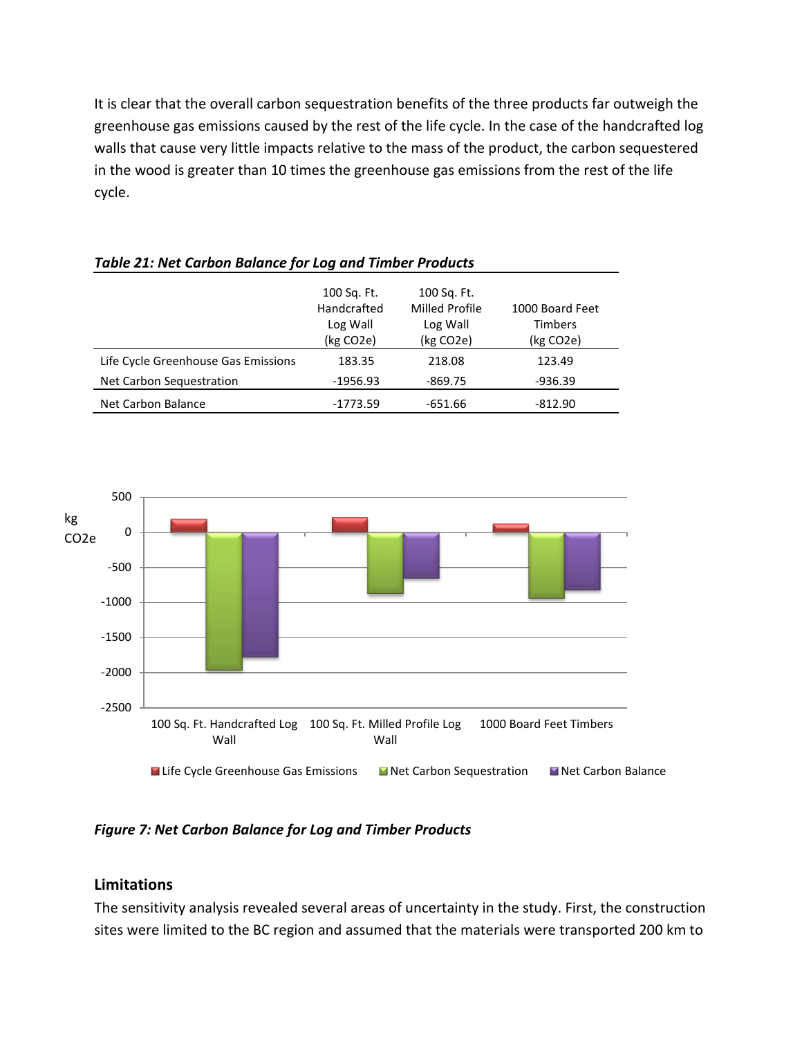It is clear that the overall carbon sequestration benefits of the three products far outweigh the greenhouse gas emissions caused by the rest of the life cycle. In the case of the handcrafted log walls that cause very little impacts relative to the mass of the product, the carbon sequestered in the wood is greater than 10 times the greenhouse gas emissions from the rest of the life cycle.

***Table 21: Net Carbon Balance for Log and Timber Products***

| | 100 Sq. Ft. Handcrafted Log Wall (kg CO2e) | 100 Sq. Ft. Milled Profile Log Wall (kg CO2e) | 1000 Board Feet Timbers (kg CO2e) |
|---|---|---|---|
| Life Cycle Greenhouse Gas Emissions | 183.35 | 218.08 | 123.49 |
| Net Carbon Sequestration | -1956.93 | -869.75 | -936.39 |
| Net Carbon Balance | -1773.59 | -651.66 | -812.90 |

***Figure 7: Net Carbon Balance for Log and Timber Products***

## Limitations

The sensitivity analysis revealed several areas of uncertainty in the study. First, the construction sites were limited to the BC region and assumed that the materials were transported 200 km to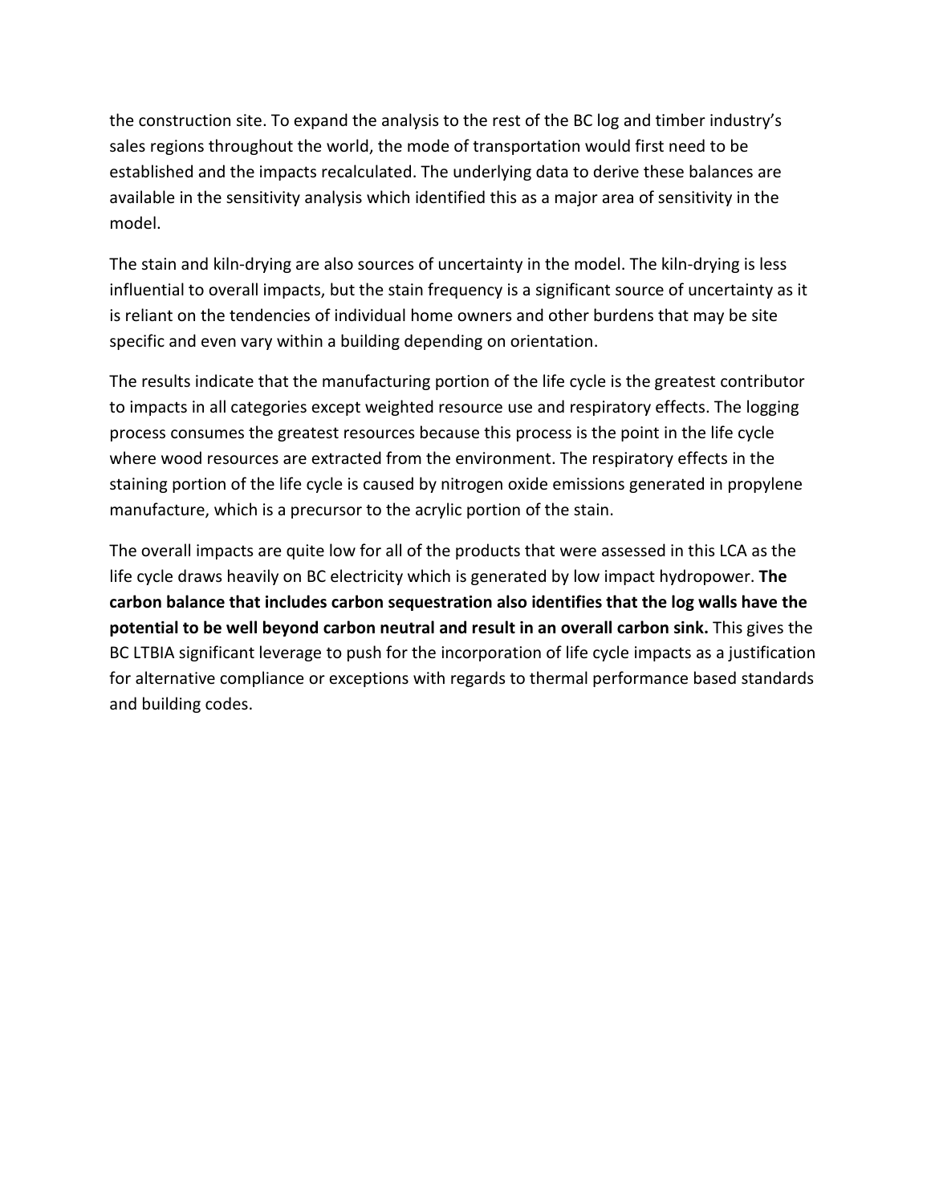the construction site. To expand the analysis to the rest of the BC log and timber industry's sales regions throughout the world, the mode of transportation would first need to be established and the impacts recalculated. The underlying data to derive these balances are available in the sensitivity analysis which identified this as a major area of sensitivity in the model.

The stain and kiln-drying are also sources of uncertainty in the model. The kiln-drying is less influential to overall impacts, but the stain frequency is a significant source of uncertainty as it is reliant on the tendencies of individual home owners and other burdens that may be site specific and even vary within a building depending on orientation.

The results indicate that the manufacturing portion of the life cycle is the greatest contributor to impacts in all categories except weighted resource use and respiratory effects. The logging process consumes the greatest resources because this process is the point in the life cycle where wood resources are extracted from the environment. The respiratory effects in the staining portion of the life cycle is caused by nitrogen oxide emissions generated in propylene manufacture, which is a precursor to the acrylic portion of the stain.

The overall impacts are quite low for all of the products that were assessed in this LCA as the life cycle draws heavily on BC electricity which is generated by low impact hydropower. **The carbon balance that includes carbon sequestration also identifies that the log walls have the potential to be well beyond carbon neutral and result in an overall carbon sink.** This gives the BC LTBIA significant leverage to push for the incorporation of life cycle impacts as a justification for alternative compliance or exceptions with regards to thermal performance based standards and building codes.